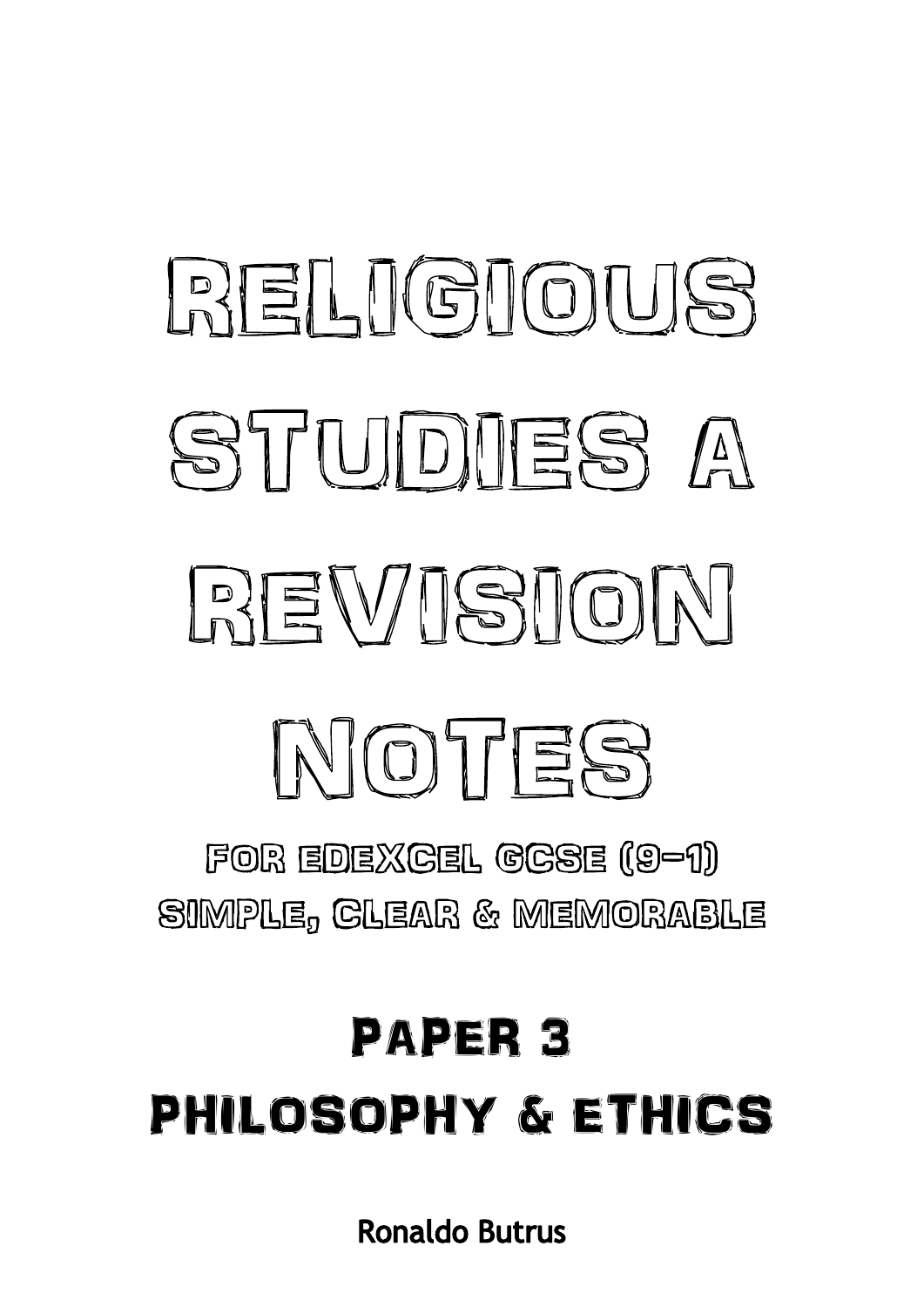# Religious Studies A Revision Notes

For Edexcel GCSE (9–1)

Simple, Clear & Memorable

## Paper 3

## Philosophy & Ethics

Ronaldo Butrus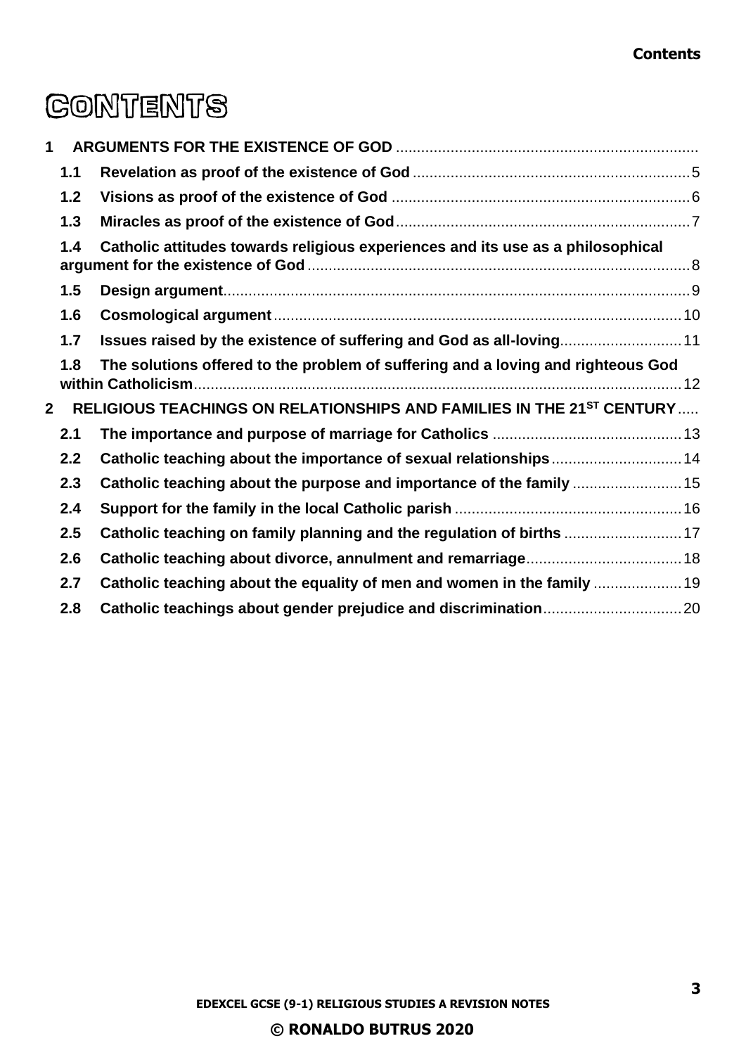# CONTENTS

**1 ARGUMENTS FOR THE EXISTENCE OF GOD**

- **1.1 Revelation as proof of the existence of God** ... 5
- **1.2 Visions as proof of the existence of God** ... 6
- **1.3 Miracles as proof of the existence of God** ... 7
- **1.4 Catholic attitudes towards religious experiences and its use as a philosophical argument for the existence of God** ... 8
- **1.5 Design argument** ... 9
- **1.6 Cosmological argument** ... 10
- **1.7 Issues raised by the existence of suffering and God as all-loving** ... 11
- **1.8 The solutions offered to the problem of suffering and a loving and righteous God within Catholicism** ... 12

**2 RELIGIOUS TEACHINGS ON RELATIONSHIPS AND FAMILIES IN THE 21ST CENTURY**

- **2.1 The importance and purpose of marriage for Catholics** ... 13
- **2.2 Catholic teaching about the importance of sexual relationships** ... 14
- **2.3 Catholic teaching about the purpose and importance of the family** ... 15
- **2.4 Support for the family in the local Catholic parish** ... 16
- **2.5 Catholic teaching on family planning and the regulation of births** ... 17
- **2.6 Catholic teaching about divorce, annulment and remarriage** ... 18
- **2.7 Catholic teaching about the equality of men and women in the family** ... 19
- **2.8 Catholic teachings about gender prejudice and discrimination** ... 20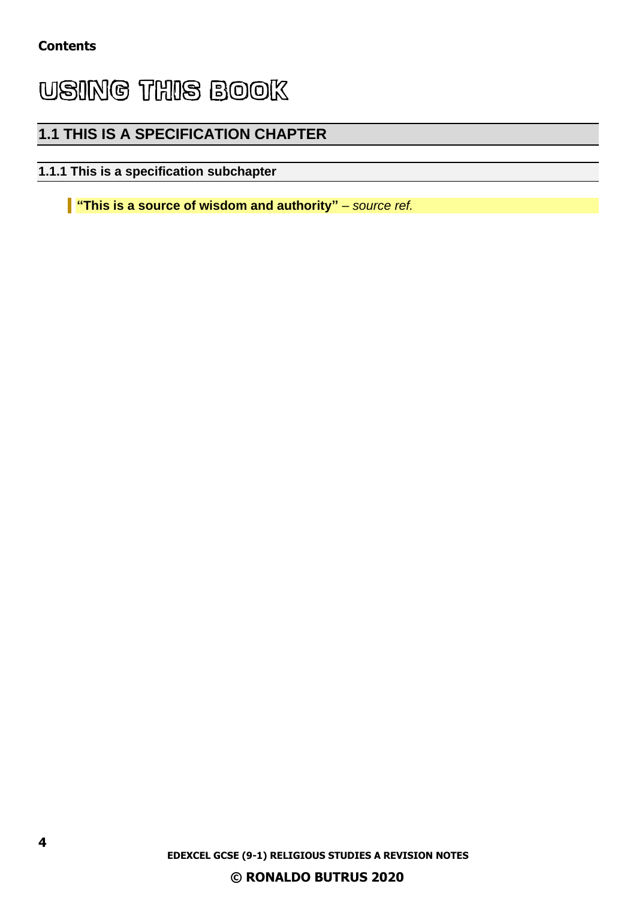**Contents**

# USING THIS BOOK

## 1.1 THIS IS A SPECIFICATION CHAPTER

### 1.1.1 This is a specification subchapter

> **"This is a source of wisdom and authority"** – *source ref.*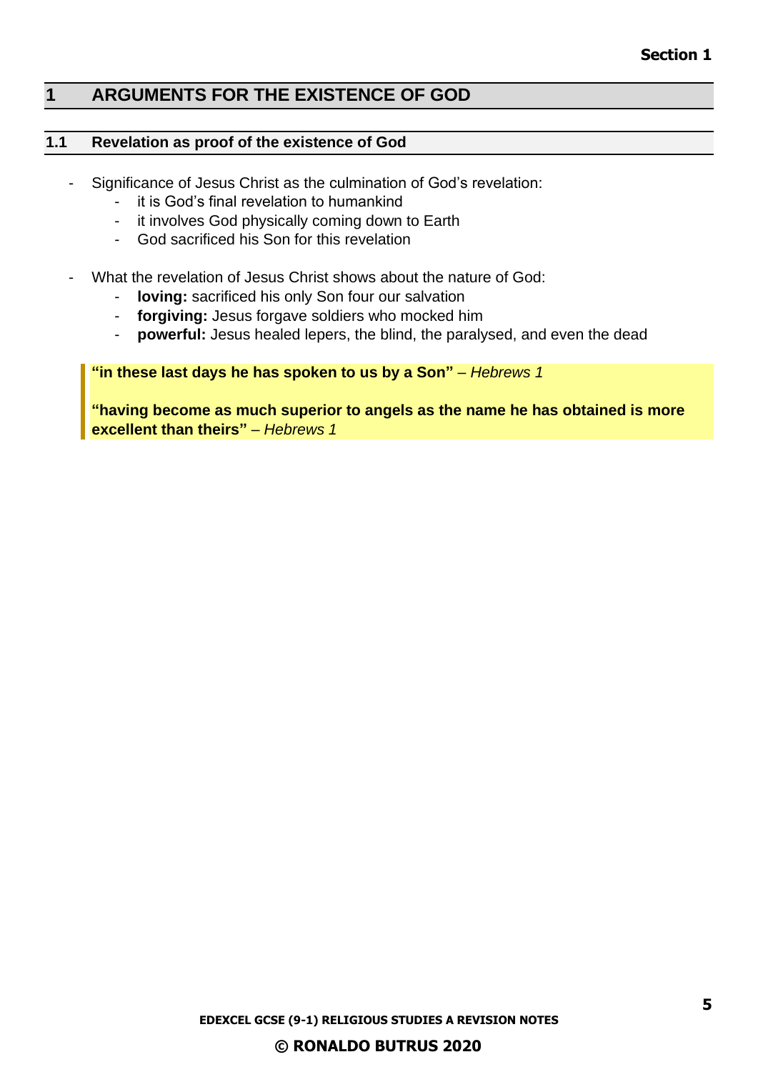# 1 ARGUMENTS FOR THE EXISTENCE OF GOD

## 1.1 Revelation as proof of the existence of God

- Significance of Jesus Christ as the culmination of God's revelation:
  - it is God's final revelation to humankind
  - it involves God physically coming down to Earth
  - God sacrificed his Son for this revelation

- What the revelation of Jesus Christ shows about the nature of God:
  - **loving:** sacrificed his only Son four our salvation
  - **forgiving:** Jesus forgave soldiers who mocked him
  - **powerful:** Jesus healed lepers, the blind, the paralysed, and even the dead

> **"in these last days he has spoken to us by a Son"** – *Hebrews 1*
>
> **"having become as much superior to angels as the name he has obtained is more excellent than theirs"** – *Hebrews 1*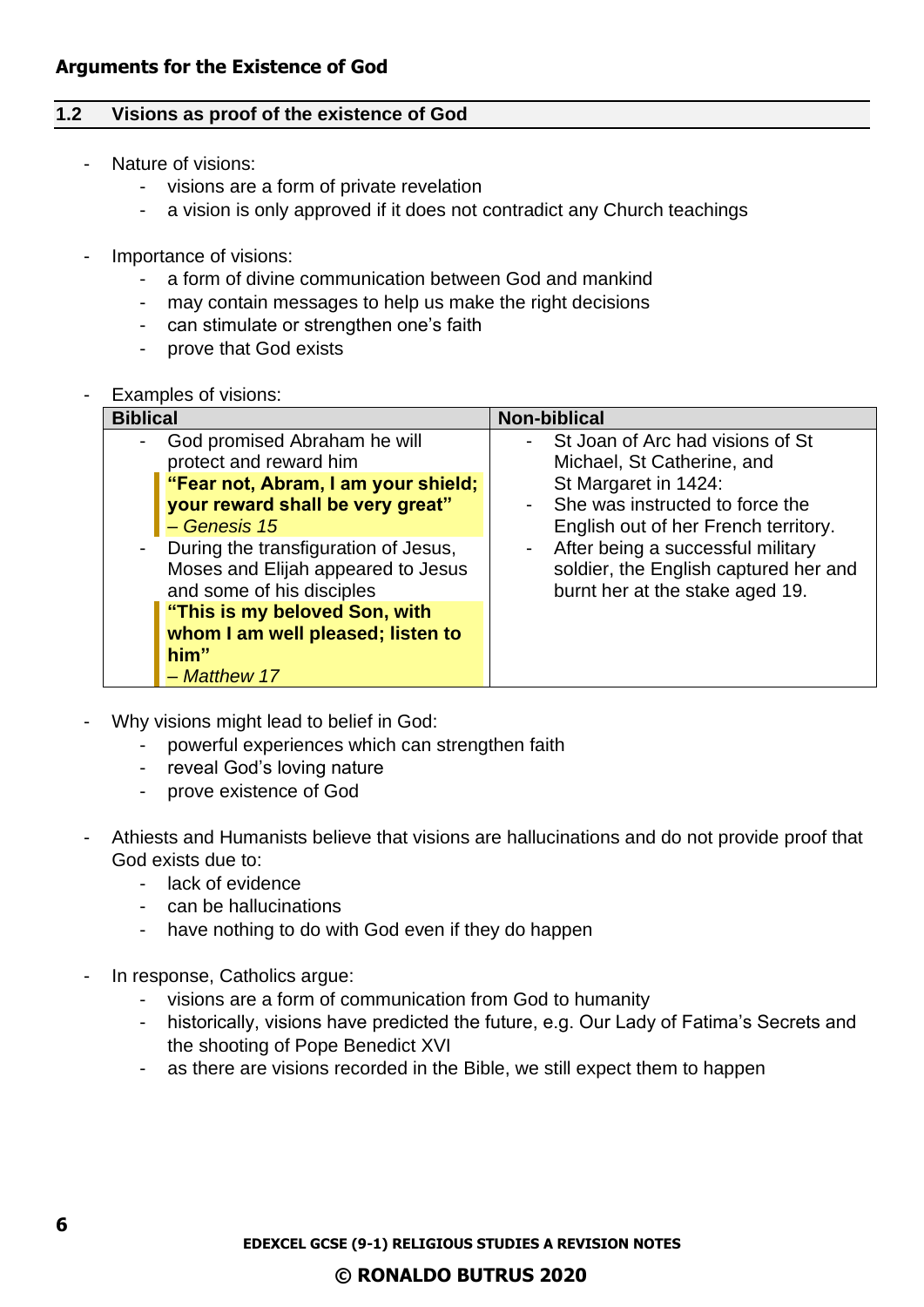**Arguments for the Existence of God**

## 1.2 Visions as proof of the existence of God

- Nature of visions:
  - visions are a form of private revelation
  - a vision is only approved if it does not contradict any Church teachings

- Importance of visions:
  - a form of divine communication between God and mankind
  - may contain messages to help us make the right decisions
  - can stimulate or strengthen one's faith
  - prove that God exists

- Examples of visions:

| Biblical | Non-biblical |
|---|---|
| - God promised Abraham he will protect and reward him<br>**"Fear not, Abram, I am your shield; your reward shall be very great"**<br>*– Genesis 15*<br>- During the transfiguration of Jesus, Moses and Elijah appeared to Jesus and some of his disciples<br>**"This is my beloved Son, with whom I am well pleased; listen to him"**<br>*– Matthew 17* | - St Joan of Arc had visions of St Michael, St Catherine, and St Margaret in 1424:<br>- She was instructed to force the English out of her French territory.<br>- After being a successful military soldier, the English captured her and burnt her at the stake aged 19. |

- Why visions might lead to belief in God:
  - powerful experiences which can strengthen faith
  - reveal God's loving nature
  - prove existence of God

- Athiests and Humanists believe that visions are hallucinations and do not provide proof that God exists due to:
  - lack of evidence
  - can be hallucinations
  - have nothing to do with God even if they do happen

- In response, Catholics argue:
  - visions are a form of communication from God to humanity
  - historically, visions have predicted the future, e.g. Our Lady of Fatima's Secrets and the shooting of Pope Benedict XVI
  - as there are visions recorded in the Bible, we still expect them to happen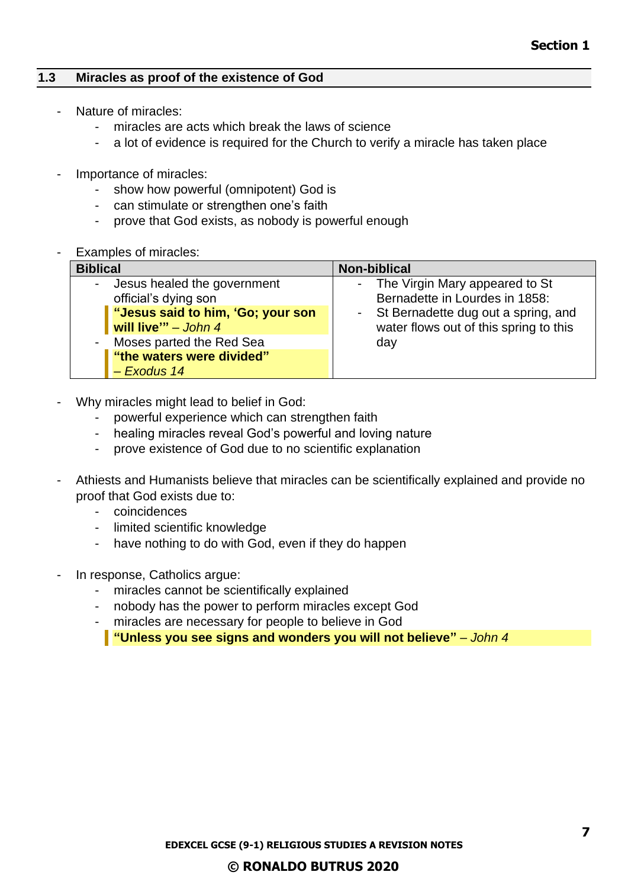## 1.3 Miracles as proof of the existence of God

- Nature of miracles:
  - miracles are acts which break the laws of science
  - a lot of evidence is required for the Church to verify a miracle has taken place

- Importance of miracles:
  - show how powerful (omnipotent) God is
  - can stimulate or strengthen one's faith
  - prove that God exists, as nobody is powerful enough

- Examples of miracles:

| Biblical | Non-biblical |
|---|---|
| - Jesus healed the government official's dying son<br>**"Jesus said to him, 'Go; your son will live'"** – *John 4*<br>- Moses parted the Red Sea<br>**"the waters were divided"** – *Exodus 14* | - The Virgin Mary appeared to St Bernadette in Lourdes in 1858:<br>- St Bernadette dug out a spring, and water flows out of this spring to this day |

- Why miracles might lead to belief in God:
  - powerful experience which can strengthen faith
  - healing miracles reveal God's powerful and loving nature
  - prove existence of God due to no scientific explanation

- Athiests and Humanists believe that miracles can be scientifically explained and provide no proof that God exists due to:
  - coincidences
  - limited scientific knowledge
  - have nothing to do with God, even if they do happen

- In response, Catholics argue:
  - miracles cannot be scientifically explained
  - nobody has the power to perform miracles except God
  - miracles are necessary for people to believe in God

  **"Unless you see signs and wonders you will not believe"** – *John 4*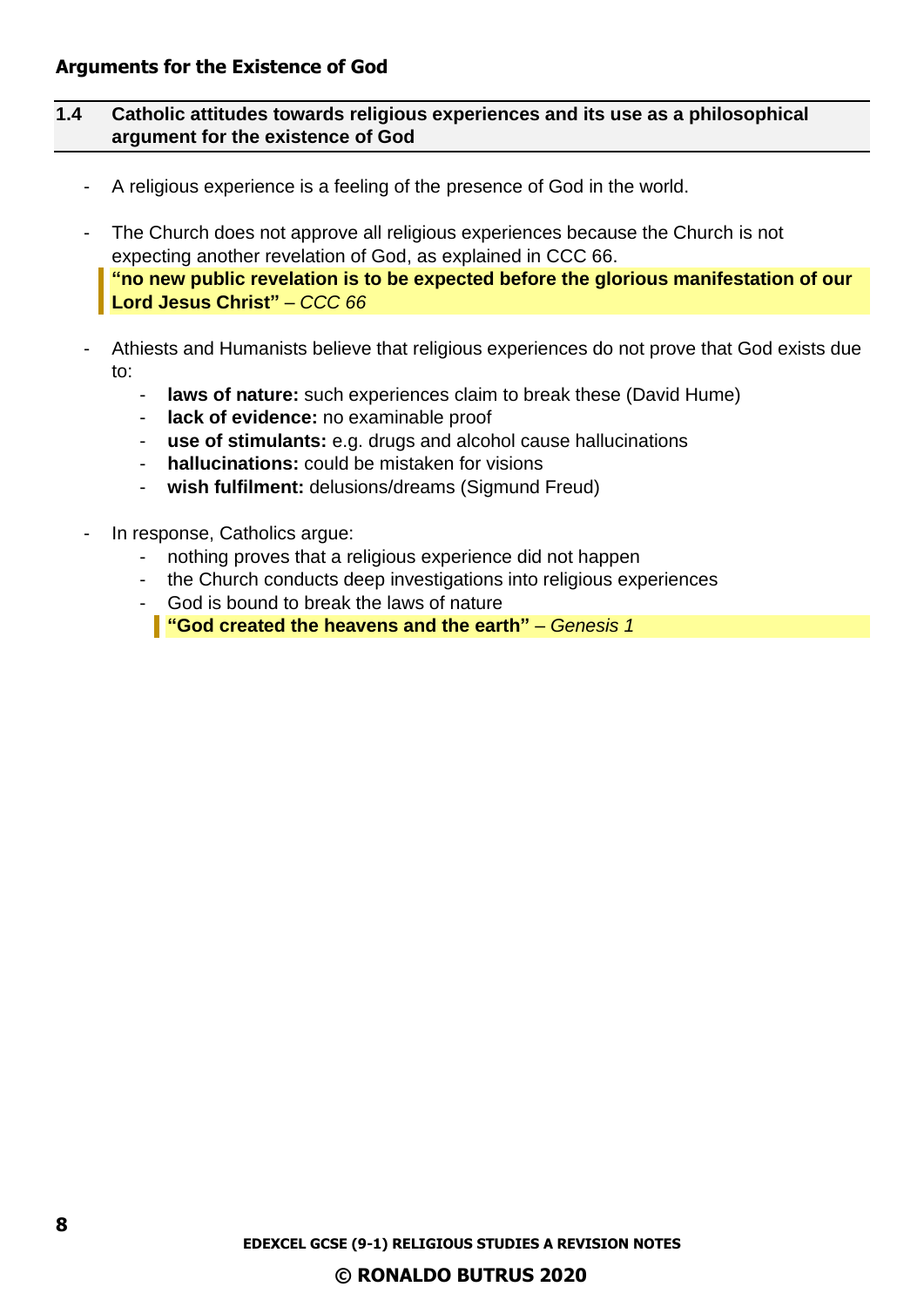## Arguments for the Existence of God

### 1.4 Catholic attitudes towards religious experiences and its use as a philosophical argument for the existence of God

- A religious experience is a feeling of the presence of God in the world.

- The Church does not approve all religious experiences because the Church is not expecting another revelation of God, as explained in CCC 66.

  > **"no new public revelation is to be expected before the glorious manifestation of our Lord Jesus Christ"** – *CCC 66*

- Athiests and Humanists believe that religious experiences do not prove that God exists due to:
  - **laws of nature:** such experiences claim to break these (David Hume)
  - **lack of evidence:** no examinable proof
  - **use of stimulants:** e.g. drugs and alcohol cause hallucinations
  - **hallucinations:** could be mistaken for visions
  - **wish fulfilment:** delusions/dreams (Sigmund Freud)

- In response, Catholics argue:
  - nothing proves that a religious experience did not happen
  - the Church conducts deep investigations into religious experiences
  - God is bound to break the laws of nature

    > **"God created the heavens and the earth"** – *Genesis 1*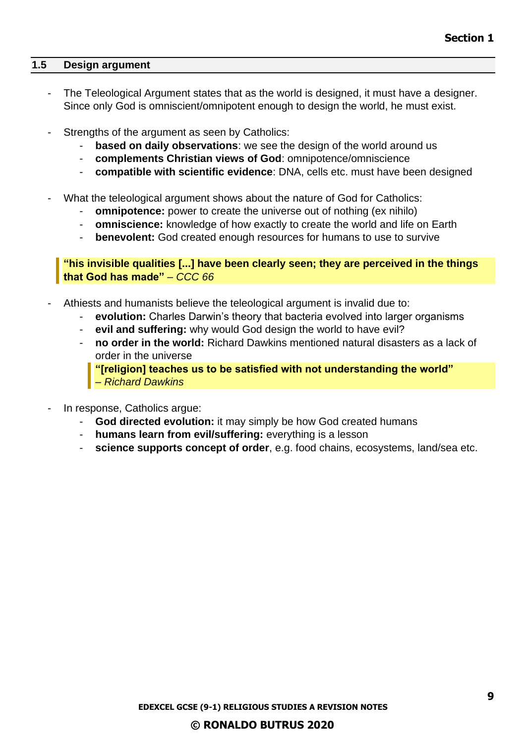## 1.5 Design argument

- The Teleological Argument states that as the world is designed, it must have a designer. Since only God is omniscient/omnipotent enough to design the world, he must exist.

- Strengths of the argument as seen by Catholics:
  - **based on daily observations**: we see the design of the world around us
  - **complements Christian views of God**: omnipotence/omniscience
  - **compatible with scientific evidence**: DNA, cells etc. must have been designed

- What the teleological argument shows about the nature of God for Catholics:
  - **omnipotence:** power to create the universe out of nothing (ex nihilo)
  - **omniscience:** knowledge of how exactly to create the world and life on Earth
  - **benevolent:** God created enough resources for humans to use to survive

> **"his invisible qualities [...] have been clearly seen; they are perceived in the things that God has made"** – *CCC 66*

- Athiests and humanists believe the teleological argument is invalid due to:
  - **evolution:** Charles Darwin's theory that bacteria evolved into larger organisms
  - **evil and suffering:** why would God design the world to have evil?
  - **no order in the world:** Richard Dawkins mentioned natural disasters as a lack of order in the universe

  > **"[religion] teaches us to be satisfied with not understanding the world"** – *Richard Dawkins*

- In response, Catholics argue:
  - **God directed evolution:** it may simply be how God created humans
  - **humans learn from evil/suffering:** everything is a lesson
  - **science supports concept of order**, e.g. food chains, ecosystems, land/sea etc.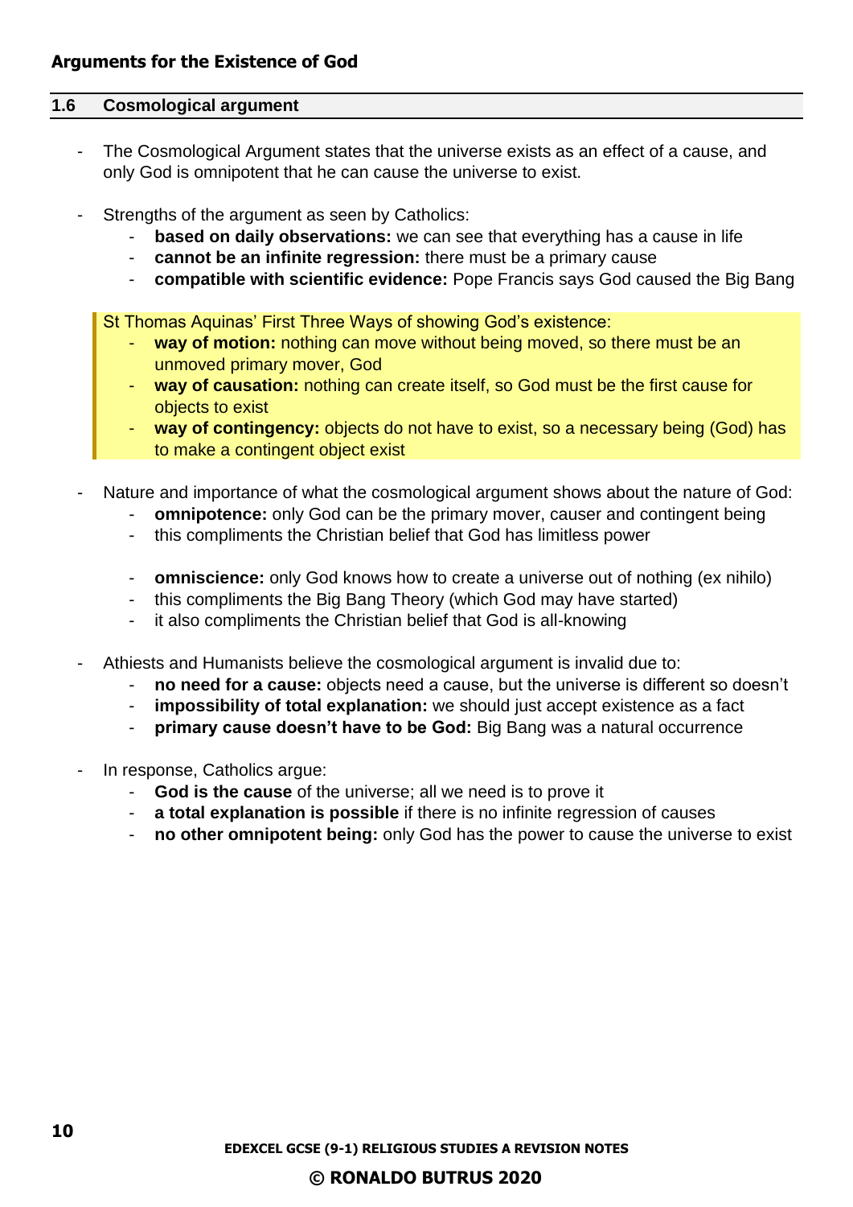## Arguments for the Existence of God

### 1.6 Cosmological argument

- The Cosmological Argument states that the universe exists as an effect of a cause, and only God is omnipotent that he can cause the universe to exist.

- Strengths of the argument as seen by Catholics:
  - **based on daily observations:** we can see that everything has a cause in life
  - **cannot be an infinite regression:** there must be a primary cause
  - **compatible with scientific evidence:** Pope Francis says God caused the Big Bang

> St Thomas Aquinas' First Three Ways of showing God's existence:
> - **way of motion:** nothing can move without being moved, so there must be an unmoved primary mover, God
> - **way of causation:** nothing can create itself, so God must be the first cause for objects to exist
> - **way of contingency:** objects do not have to exist, so a necessary being (God) has to make a contingent object exist

- Nature and importance of what the cosmological argument shows about the nature of God:
  - **omnipotence:** only God can be the primary mover, causer and contingent being
  - this compliments the Christian belief that God has limitless power

  - **omniscience:** only God knows how to create a universe out of nothing (ex nihilo)
  - this compliments the Big Bang Theory (which God may have started)
  - it also compliments the Christian belief that God is all-knowing

- Athiests and Humanists believe the cosmological argument is invalid due to:
  - **no need for a cause:** objects need a cause, but the universe is different so doesn't
  - **impossibility of total explanation:** we should just accept existence as a fact
  - **primary cause doesn't have to be God:** Big Bang was a natural occurrence

- In response, Catholics argue:
  - **God is the cause** of the universe; all we need is to prove it
  - **a total explanation is possible** if there is no infinite regression of causes
  - **no other omnipotent being:** only God has the power to cause the universe to exist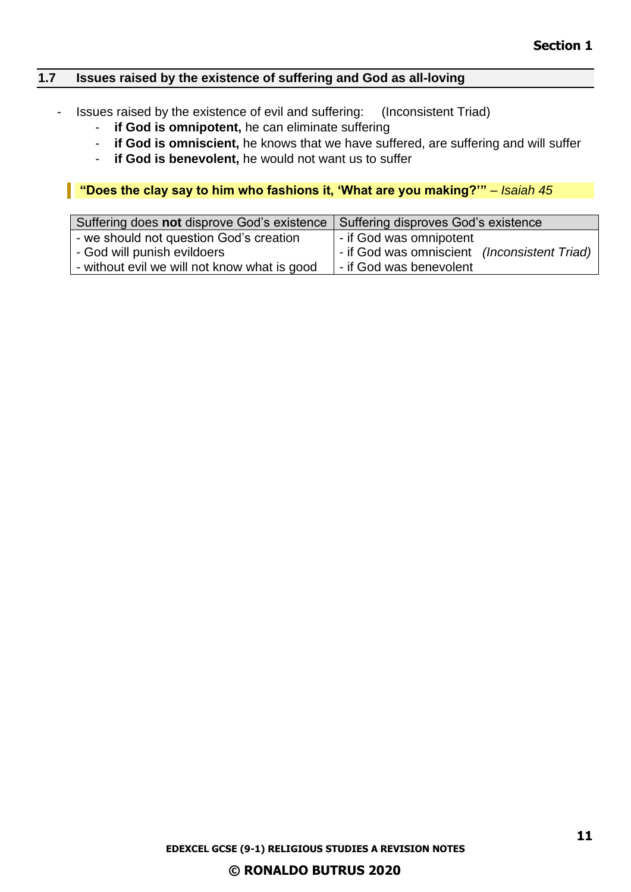## 1.7 Issues raised by the existence of suffering and God as all-loving

- Issues raised by the existence of evil and suffering: (Inconsistent Triad)
    - **if God is omnipotent,** he can eliminate suffering
    - **if God is omniscient,** he knows that we have suffered, are suffering and will suffer
    - **if God is benevolent,** he would not want us to suffer

> **"Does the clay say to him who fashions it, 'What are you making?'"** – *Isaiah 45*

| Suffering does **not** disprove God's existence | Suffering disproves God's existence |
|---|---|
| - we should not question God's creation | - if God was omnipotent |
| - God will punish evildoers | - if God was omniscient *(Inconsistent Triad)* |
| - without evil we will not know what is good | - if God was benevolent |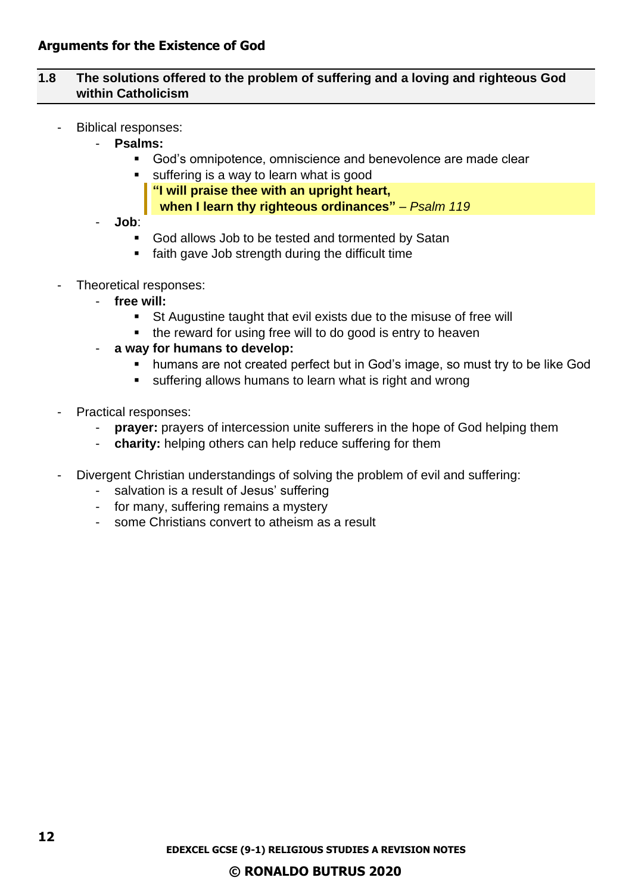## Arguments for the Existence of God

### 1.8 The solutions offered to the problem of suffering and a loving and righteous God within Catholicism

- Biblical responses:
  - **Psalms:**
    - God's omnipotence, omniscience and benevolence are made clear
    - suffering is a way to learn what is good

      > **"I will praise thee with an upright heart,**
      > **when I learn thy righteous ordinances"** – *Psalm 119*
  - **Job**:
    - God allows Job to be tested and tormented by Satan
    - faith gave Job strength during the difficult time

- Theoretical responses:
  - **free will:**
    - St Augustine taught that evil exists due to the misuse of free will
    - the reward for using free will to do good is entry to heaven
  - **a way for humans to develop:**
    - humans are not created perfect but in God's image, so must try to be like God
    - suffering allows humans to learn what is right and wrong

- Practical responses:
  - **prayer:** prayers of intercession unite sufferers in the hope of God helping them
  - **charity:** helping others can help reduce suffering for them

- Divergent Christian understandings of solving the problem of evil and suffering:
  - salvation is a result of Jesus' suffering
  - for many, suffering remains a mystery
  - some Christians convert to atheism as a result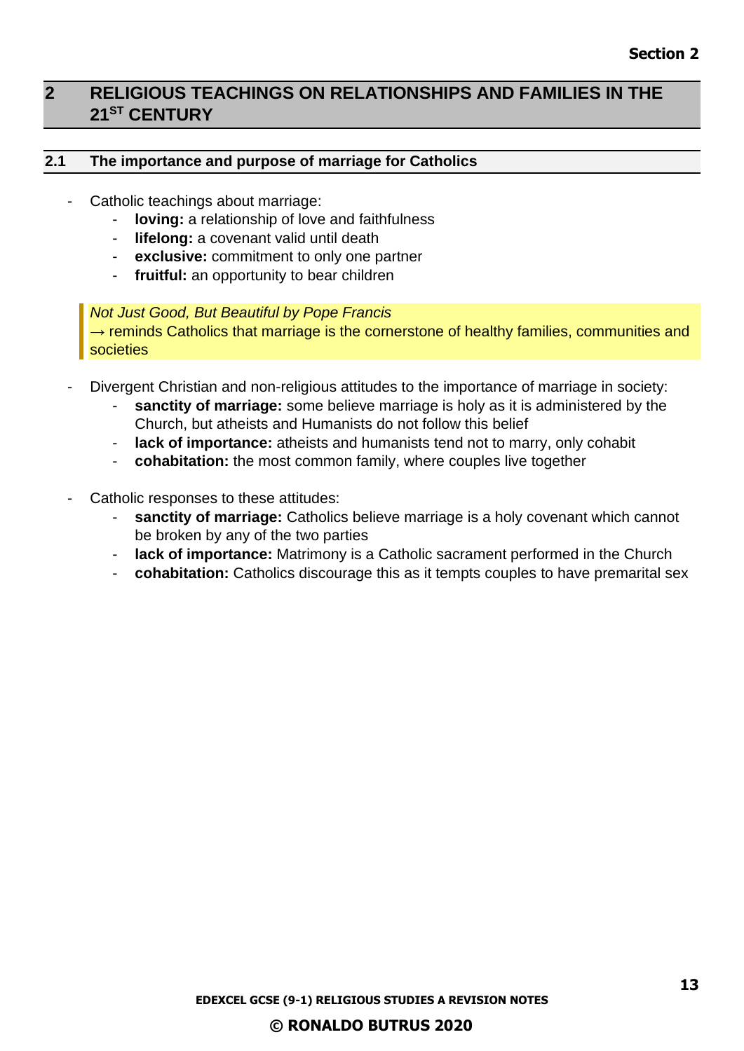## 2 RELIGIOUS TEACHINGS ON RELATIONSHIPS AND FAMILIES IN THE 21ST CENTURY

### 2.1 The importance and purpose of marriage for Catholics

- Catholic teachings about marriage:
  - **loving:** a relationship of love and faithfulness
  - **lifelong:** a covenant valid until death
  - **exclusive:** commitment to only one partner
  - **fruitful:** an opportunity to bear children

> *Not Just Good, But Beautiful by Pope Francis*
> → reminds Catholics that marriage is the cornerstone of healthy families, communities and societies

- Divergent Christian and non-religious attitudes to the importance of marriage in society:
  - **sanctity of marriage:** some believe marriage is holy as it is administered by the Church, but atheists and Humanists do not follow this belief
  - **lack of importance:** atheists and humanists tend not to marry, only cohabit
  - **cohabitation:** the most common family, where couples live together

- Catholic responses to these attitudes:
  - **sanctity of marriage:** Catholics believe marriage is a holy covenant which cannot be broken by any of the two parties
  - **lack of importance:** Matrimony is a Catholic sacrament performed in the Church
  - **cohabitation:** Catholics discourage this as it tempts couples to have premarital sex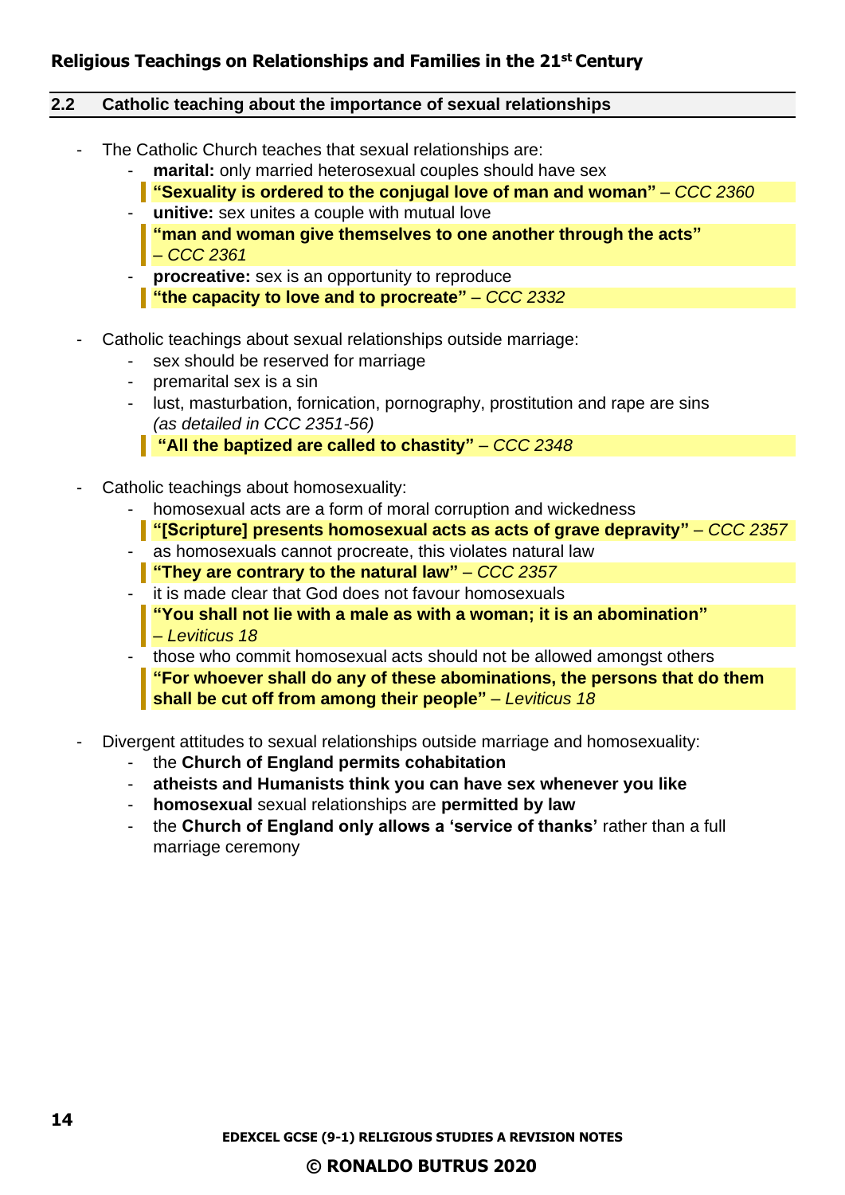## Religious Teachings on Relationships and Families in the 21st Century

### 2.2 Catholic teaching about the importance of sexual relationships

- The Catholic Church teaches that sexual relationships are:
    - **marital:** only married heterosexual couples should have sex
      > **"Sexuality is ordered to the conjugal love of man and woman"** – *CCC 2360*
    - **unitive:** sex unites a couple with mutual love
      > **"man and woman give themselves to one another through the acts"** – *CCC 2361*
    - **procreative:** sex is an opportunity to reproduce
      > **"the capacity to love and to procreate"** – *CCC 2332*

- Catholic teachings about sexual relationships outside marriage:
    - sex should be reserved for marriage
    - premarital sex is a sin
    - lust, masturbation, fornication, pornography, prostitution and rape are sins *(as detailed in CCC 2351-56)*
      > **"All the baptized are called to chastity"** – *CCC 2348*

- Catholic teachings about homosexuality:
    - homosexual acts are a form of moral corruption and wickedness
      > **"[Scripture] presents homosexual acts as acts of grave depravity"** – *CCC 2357*
    - as homosexuals cannot procreate, this violates natural law
      > **"They are contrary to the natural law"** – *CCC 2357*
    - it is made clear that God does not favour homosexuals
      > **"You shall not lie with a male as with a woman; it is an abomination"** – *Leviticus 18*
    - those who commit homosexual acts should not be allowed amongst others
      > **"For whoever shall do any of these abominations, the persons that do them shall be cut off from among their people"** – *Leviticus 18*

- Divergent attitudes to sexual relationships outside marriage and homosexuality:
    - the **Church of England permits cohabitation**
    - **atheists and Humanists think you can have sex whenever you like**
    - **homosexual** sexual relationships are **permitted by law**
    - the **Church of England only allows a 'service of thanks'** rather than a full marriage ceremony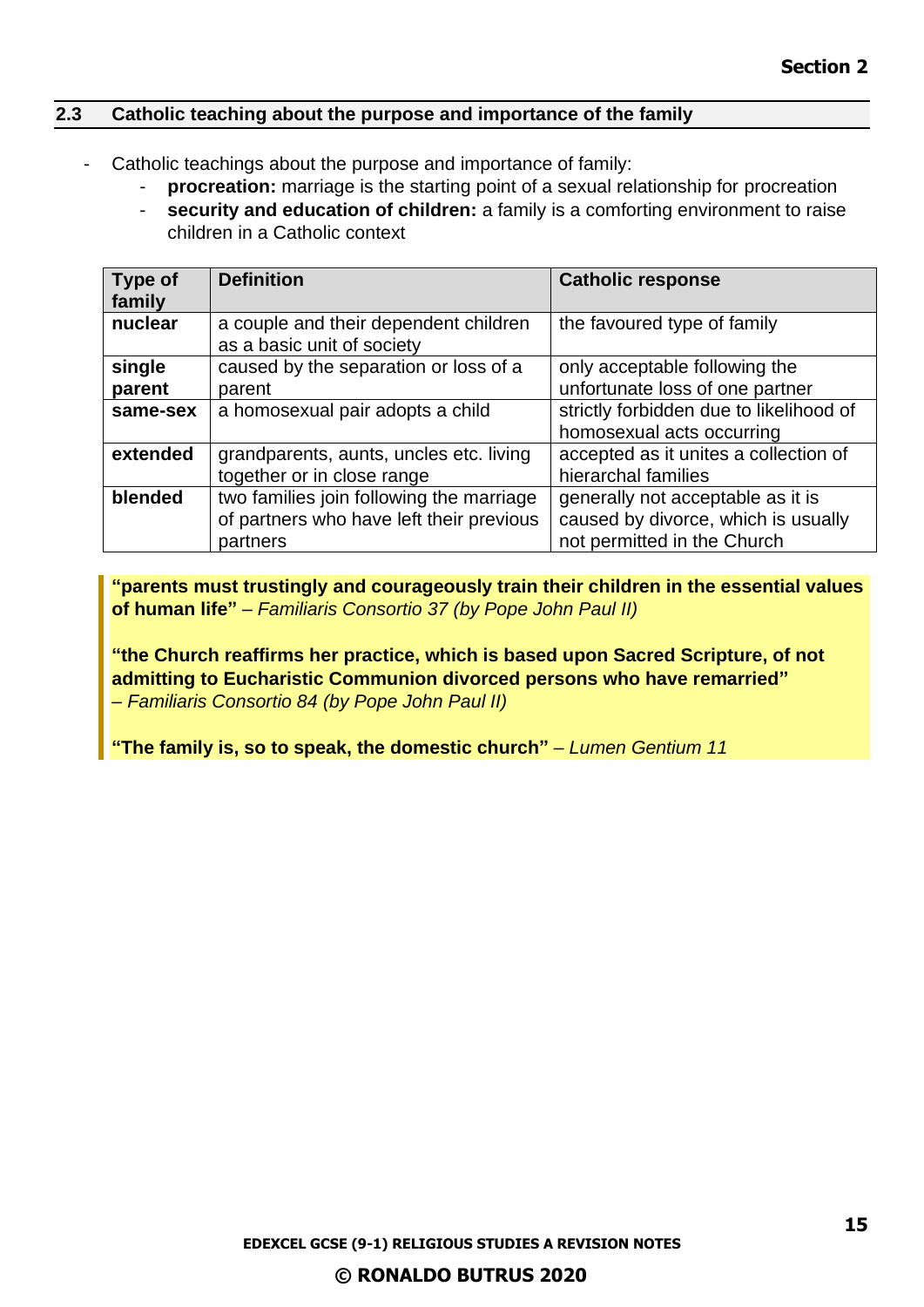## 2.3 Catholic teaching about the purpose and importance of the family

- Catholic teachings about the purpose and importance of family:
    - **procreation:** marriage is the starting point of a sexual relationship for procreation
    - **security and education of children:** a family is a comforting environment to raise children in a Catholic context

| Type of family | Definition | Catholic response |
|---|---|---|
| **nuclear** | a couple and their dependent children as a basic unit of society | the favoured type of family |
| **single parent** | caused by the separation or loss of a parent | only acceptable following the unfortunate loss of one partner |
| **same-sex** | a homosexual pair adopts a child | strictly forbidden due to likelihood of homosexual acts occurring |
| **extended** | grandparents, aunts, uncles etc. living together or in close range | accepted as it unites a collection of hierarchal families |
| **blended** | two families join following the marriage of partners who have left their previous partners | generally not acceptable as it is caused by divorce, which is usually not permitted in the Church |

> **"parents must trustingly and courageously train their children in the essential values of human life"** – *Familiaris Consortio 37 (by Pope John Paul II)*
>
> **"the Church reaffirms her practice, which is based upon Sacred Scripture, of not admitting to Eucharistic Communion divorced persons who have remarried"** – *Familiaris Consortio 84 (by Pope John Paul II)*
>
> **"The family is, so to speak, the domestic church"** – *Lumen Gentium 11*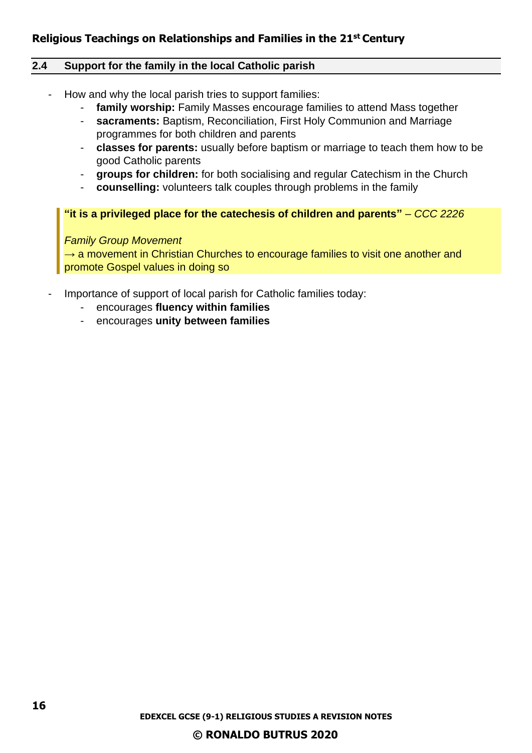## 2.4 Support for the family in the local Catholic parish

- How and why the local parish tries to support families:
    - **family worship:** Family Masses encourage families to attend Mass together
    - **sacraments:** Baptism, Reconciliation, First Holy Communion and Marriage programmes for both children and parents
    - **classes for parents:** usually before baptism or marriage to teach them how to be good Catholic parents
    - **groups for children:** for both socialising and regular Catechism in the Church
    - **counselling:** volunteers talk couples through problems in the family

> **"it is a privileged place for the catechesis of children and parents"** – *CCC 2226*
>
> *Family Group Movement*
> → a movement in Christian Churches to encourage families to visit one another and promote Gospel values in doing so

- Importance of support of local parish for Catholic families today:
    - encourages **fluency within families**
    - encourages **unity between families**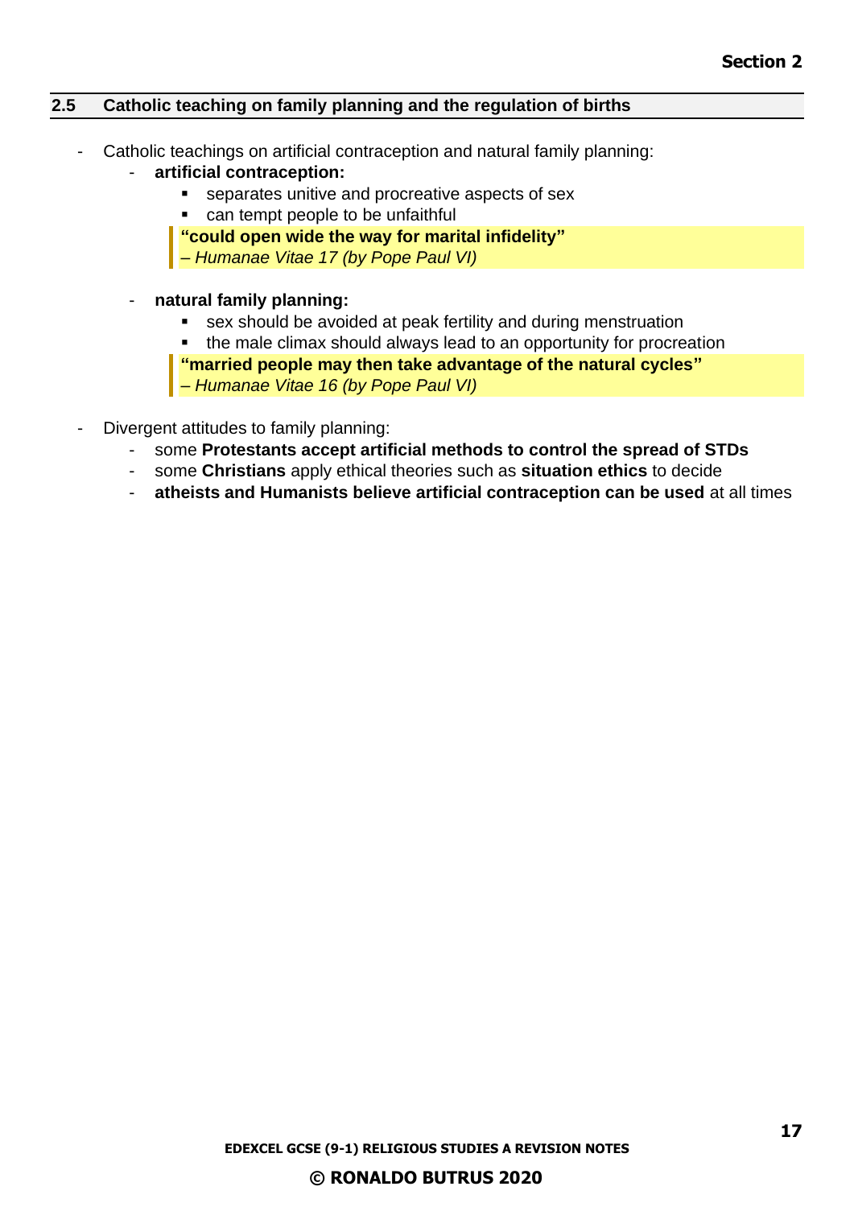## 2.5 Catholic teaching on family planning and the regulation of births

- Catholic teachings on artificial contraception and natural family planning:
  - **artificial contraception:**
    - separates unitive and procreative aspects of sex
    - can tempt people to be unfaithful

    > **"could open wide the way for marital infidelity"**
    > *– Humanae Vitae 17 (by Pope Paul VI)*

  - **natural family planning:**
    - sex should be avoided at peak fertility and during menstruation
    - the male climax should always lead to an opportunity for procreation

    > **"married people may then take advantage of the natural cycles"**
    > *– Humanae Vitae 16 (by Pope Paul VI)*

- Divergent attitudes to family planning:
  - some **Protestants accept artificial methods to control the spread of STDs**
  - some **Christians** apply ethical theories such as **situation ethics** to decide
  - **atheists and Humanists believe artificial contraception can be used** at all times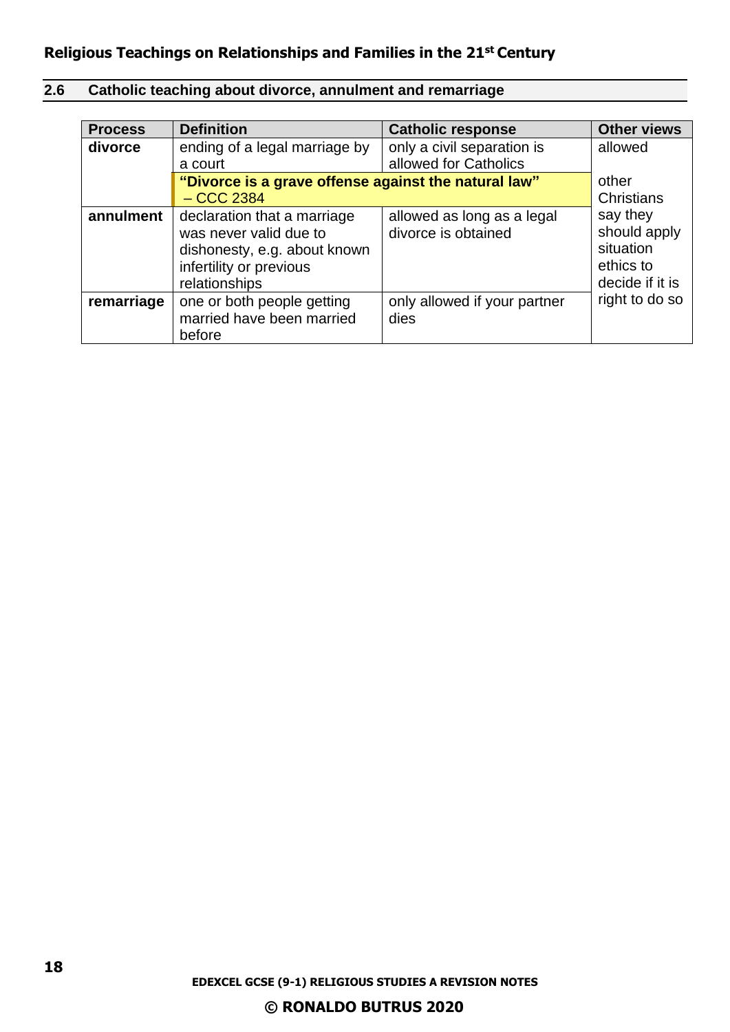## 2.6 Catholic teaching about divorce, annulment and remarriage

| Process | Definition | Catholic response | Other views |
|---|---|---|---|
| **divorce** | ending of a legal marriage by a court | only a civil separation is allowed for Catholics | allowed |
| | **"Divorce is a grave offense against the natural law"** – CCC 2384 | | other Christians say they should apply situation ethics to decide if it is right to do so |
| **annulment** | declaration that a marriage was never valid due to dishonesty, e.g. about known infertility or previous relationships | allowed as long as a legal divorce is obtained | |
| **remarriage** | one or both people getting married have been married before | only allowed if your partner dies | |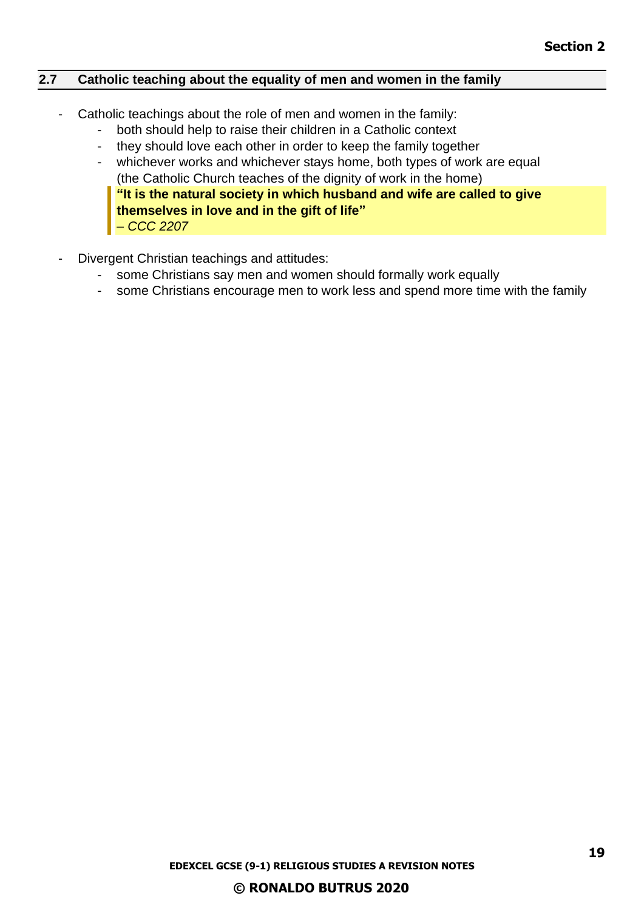## 2.7 Catholic teaching about the equality of men and women in the family

- Catholic teachings about the role of men and women in the family:
    - both should help to raise their children in a Catholic context
    - they should love each other in order to keep the family together
    - whichever works and whichever stays home, both types of work are equal (the Catholic Church teaches of the dignity of work in the home)

    > **"It is the natural society in which husband and wife are called to give themselves in love and in the gift of life"**
    > *– CCC 2207*

- Divergent Christian teachings and attitudes:
    - some Christians say men and women should formally work equally
    - some Christians encourage men to work less and spend more time with the family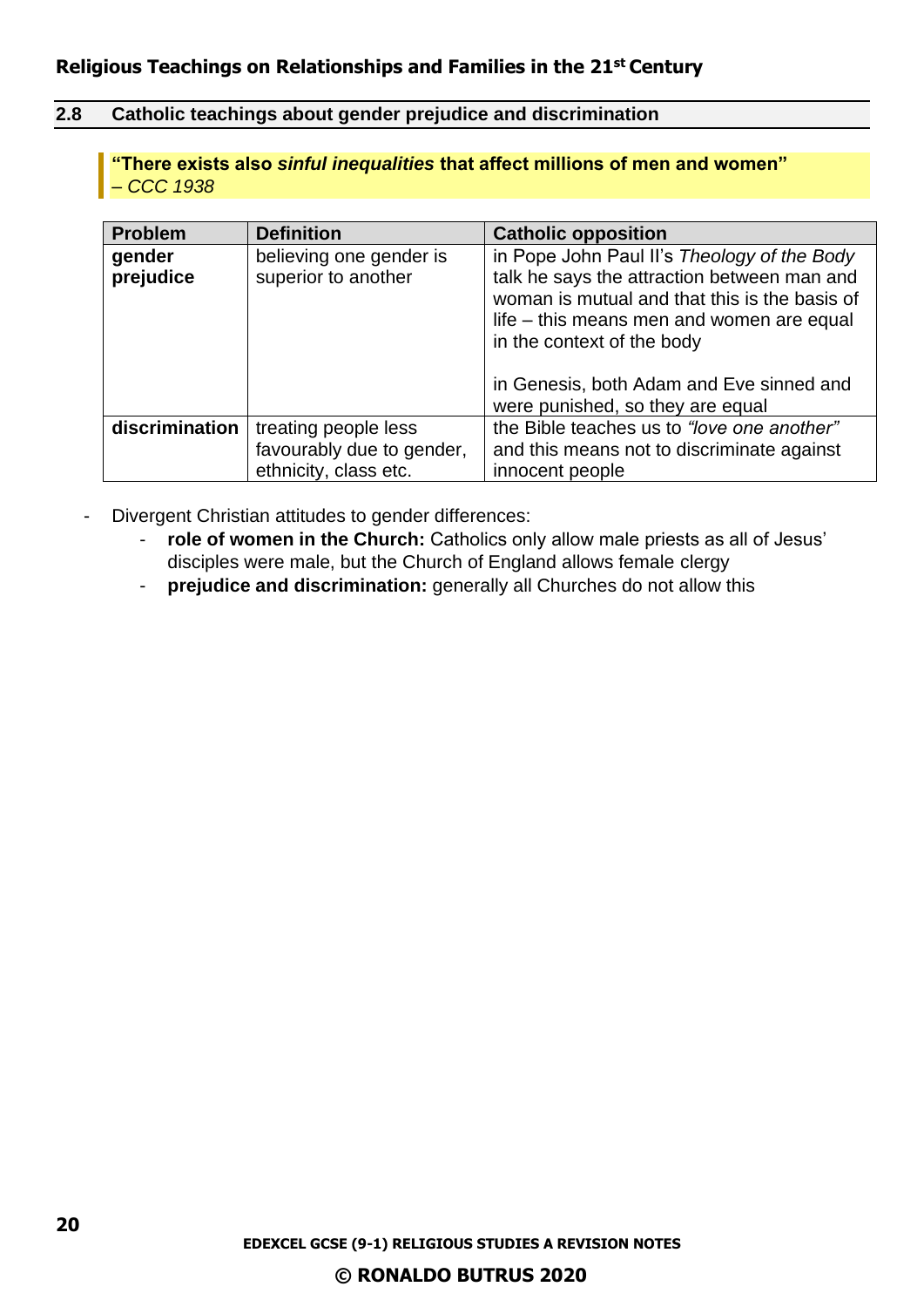## Religious Teachings on Relationships and Families in the 21st Century

### 2.8 Catholic teachings about gender prejudice and discrimination

> **"There exists also *sinful inequalities* that affect millions of men and women"**
> *– CCC 1938*

| Problem | Definition | Catholic opposition |
|---|---|---|
| **gender prejudice** | believing one gender is superior to another | in Pope John Paul II's *Theology of the Body* talk he says the attraction between man and woman is mutual and that this is the basis of life – this means men and women are equal in the context of the body<br><br>in Genesis, both Adam and Eve sinned and were punished, so they are equal |
| **discrimination** | treating people less favourably due to gender, ethnicity, class etc. | the Bible teaches us to *"love one another"* and this means not to discriminate against innocent people |

- Divergent Christian attitudes to gender differences:
  - **role of women in the Church:** Catholics only allow male priests as all of Jesus' disciples were male, but the Church of England allows female clergy
  - **prejudice and discrimination:** generally all Churches do not allow this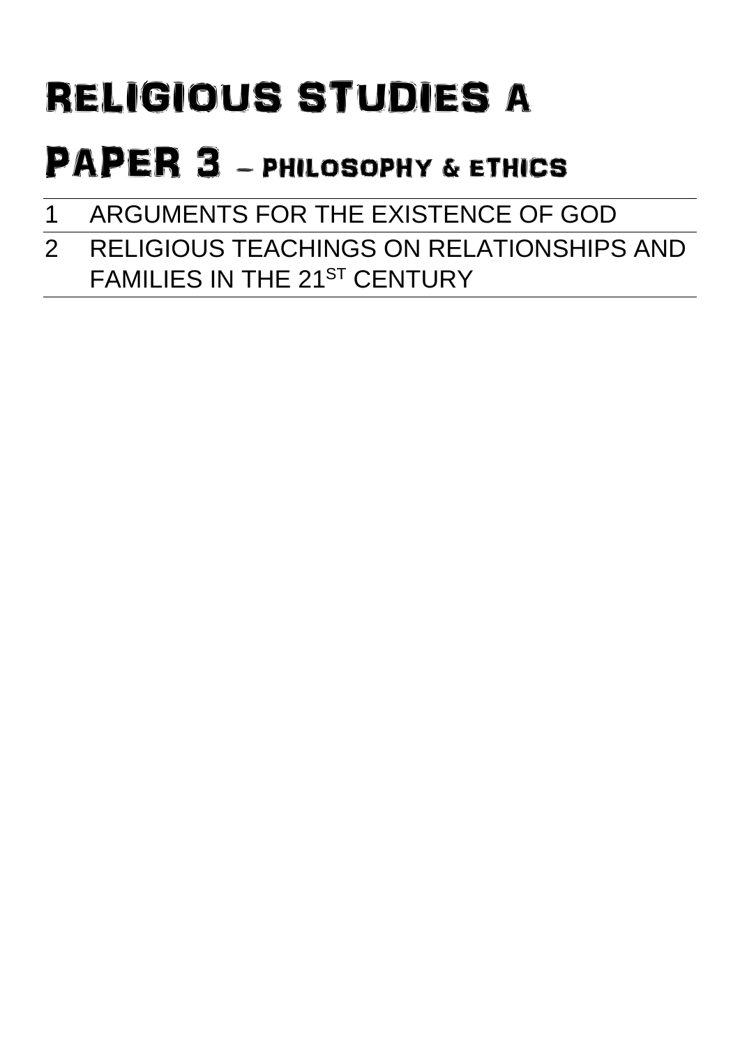# RELIGIOUS STUDIES A

## PAPER 3 – PHILOSOPHY & ETHICS

1 ARGUMENTS FOR THE EXISTENCE OF GOD

2 RELIGIOUS TEACHINGS ON RELATIONSHIPS AND FAMILIES IN THE 21ST CENTURY